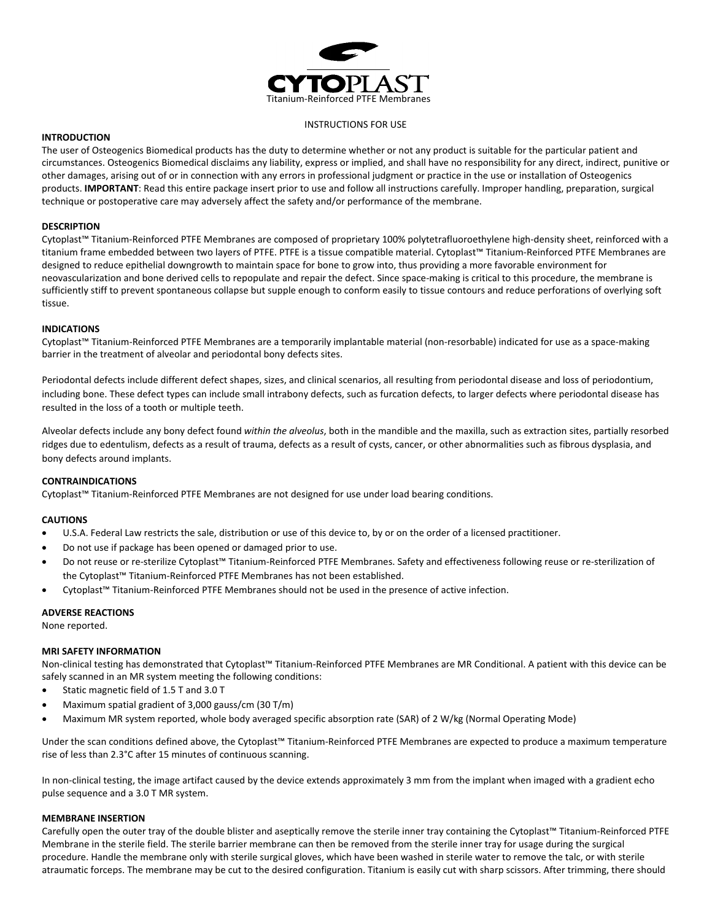# CYTOPLAST

Titanium-Reinforced PTFE Membranes

INSTRUCTIONS FOR USE

**INTRODUCTION**

The user of Osteogenics Biomedical products has the duty to determine whether or not any product is suitable for the particular patient and circumstances. Osteogenics Biomedical disclaims any liability, express or implied, and shall have no responsibility for any direct, indirect, punitive or other damages, arising out of or in connection with any errors in professional judgment or practice in the use or installation of Osteogenics products. **IMPORTANT**: Read this entire package insert prior to use and follow all instructions carefully. Improper handling, preparation, surgical technique or postoperative care may adversely affect the safety and/or performance of the membrane.

**DESCRIPTION**

Cytoplast™ Titanium-Reinforced PTFE Membranes are composed of proprietary 100% polytetrafluoroethylene high-density sheet, reinforced with a titanium frame embedded between two layers of PTFE. PTFE is a tissue compatible material. Cytoplast™ Titanium-Reinforced PTFE Membranes are designed to reduce epithelial downgrowth to maintain space for bone to grow into, thus providing a more favorable environment for neovascularization and bone derived cells to repopulate and repair the defect. Since space-making is critical to this procedure, the membrane is sufficiently stiff to prevent spontaneous collapse but supple enough to conform easily to tissue contours and reduce perforations of overlying soft tissue.

**INDICATIONS**

Cytoplast™ Titanium-Reinforced PTFE Membranes are a temporarily implantable material (non-resorbable) indicated for use as a space-making barrier in the treatment of alveolar and periodontal bony defects sites.

Periodontal defects include different defect shapes, sizes, and clinical scenarios, all resulting from periodontal disease and loss of periodontium, including bone. These defect types can include small intrabony defects, such as furcation defects, to larger defects where periodontal disease has resulted in the loss of a tooth or multiple teeth.

Alveolar defects include any bony defect found *within the alveolus*, both in the mandible and the maxilla, such as extraction sites, partially resorbed ridges due to edentulism, defects as a result of trauma, defects as a result of cysts, cancer, or other abnormalities such as fibrous dysplasia, and bony defects around implants.

**CONTRAINDICATIONS**

Cytoplast™ Titanium-Reinforced PTFE Membranes are not designed for use under load bearing conditions.

**CAUTIONS**

- U.S.A. Federal Law restricts the sale, distribution or use of this device to, by or on the order of a licensed practitioner.
- Do not use if package has been opened or damaged prior to use.
- Do not reuse or re-sterilize Cytoplast™ Titanium-Reinforced PTFE Membranes. Safety and effectiveness following reuse or re-sterilization of the Cytoplast™ Titanium-Reinforced PTFE Membranes has not been established.
- Cytoplast™ Titanium-Reinforced PTFE Membranes should not be used in the presence of active infection.

**ADVERSE REACTIONS**

None reported.

**MRI SAFETY INFORMATION**

Non-clinical testing has demonstrated that Cytoplast™ Titanium-Reinforced PTFE Membranes are MR Conditional. A patient with this device can be safely scanned in an MR system meeting the following conditions:

- Static magnetic field of 1.5 T and 3.0 T
- Maximum spatial gradient of 3,000 gauss/cm (30 T/m)
- Maximum MR system reported, whole body averaged specific absorption rate (SAR) of 2 W/kg (Normal Operating Mode)

Under the scan conditions defined above, the Cytoplast™ Titanium-Reinforced PTFE Membranes are expected to produce a maximum temperature rise of less than 2.3°C after 15 minutes of continuous scanning.

In non-clinical testing, the image artifact caused by the device extends approximately 3 mm from the implant when imaged with a gradient echo pulse sequence and a 3.0 T MR system.

**MEMBRANE INSERTION**

Carefully open the outer tray of the double blister and aseptically remove the sterile inner tray containing the Cytoplast™ Titanium-Reinforced PTFE Membrane in the sterile field. The sterile barrier membrane can then be removed from the sterile inner tray for usage during the surgical procedure. Handle the membrane only with sterile surgical gloves, which have been washed in sterile water to remove the talc, or with sterile atraumatic forceps. The membrane may be cut to the desired configuration. Titanium is easily cut with sharp scissors. After trimming, there should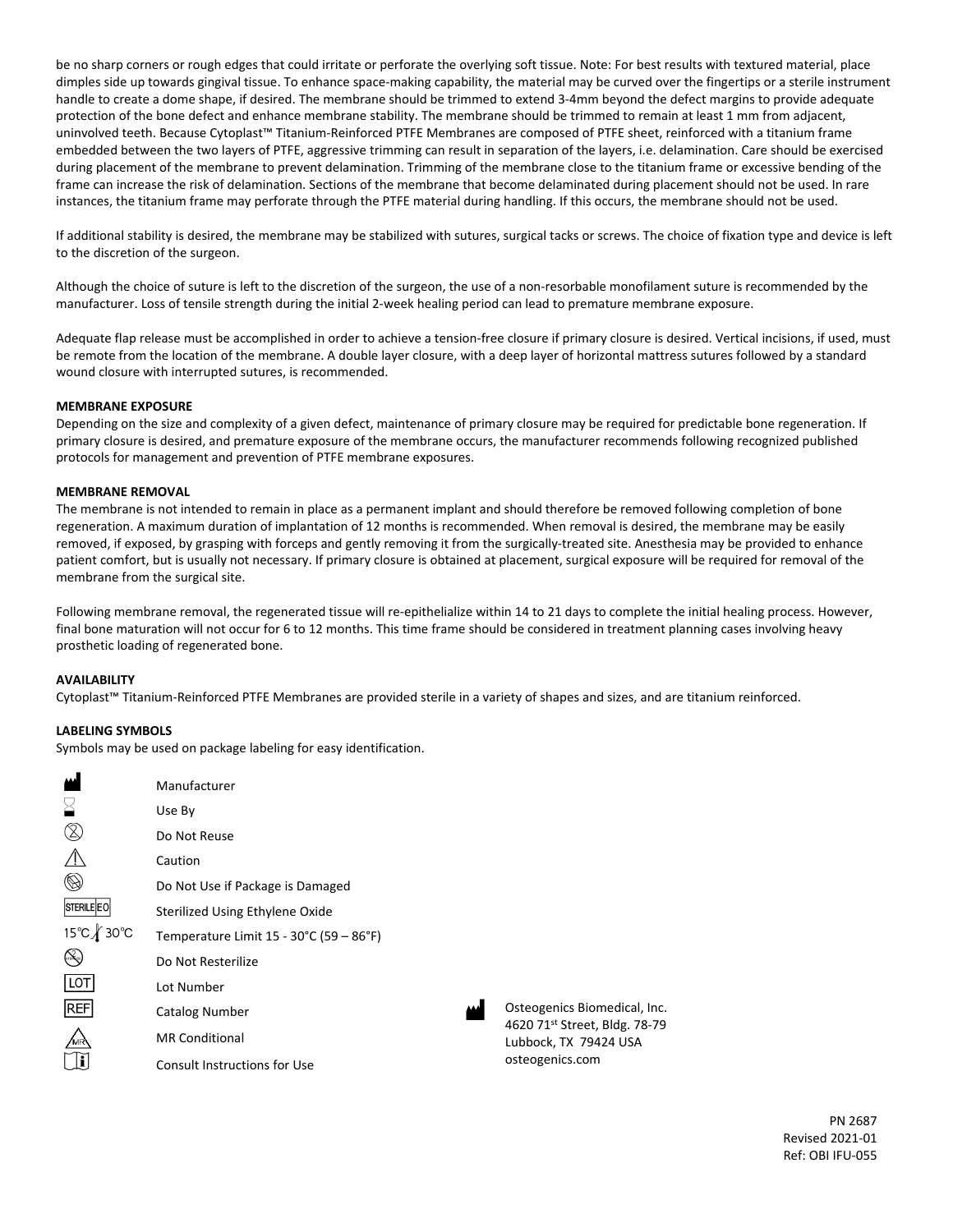be no sharp corners or rough edges that could irritate or perforate the overlying soft tissue. Note: For best results with textured material, place dimples side up towards gingival tissue. To enhance space-making capability, the material may be curved over the fingertips or a sterile instrument handle to create a dome shape, if desired. The membrane should be trimmed to extend 3-4mm beyond the defect margins to provide adequate protection of the bone defect and enhance membrane stability. The membrane should be trimmed to remain at least 1 mm from adjacent, uninvolved teeth. Because Cytoplast™ Titanium-Reinforced PTFE Membranes are composed of PTFE sheet, reinforced with a titanium frame embedded between the two layers of PTFE, aggressive trimming can result in separation of the layers, i.e. delamination. Care should be exercised during placement of the membrane to prevent delamination. Trimming of the membrane close to the titanium frame or excessive bending of the frame can increase the risk of delamination. Sections of the membrane that become delaminated during placement should not be used. In rare instances, the titanium frame may perforate through the PTFE material during handling. If this occurs, the membrane should not be used.

If additional stability is desired, the membrane may be stabilized with sutures, surgical tacks or screws. The choice of fixation type and device is left to the discretion of the surgeon.

Although the choice of suture is left to the discretion of the surgeon, the use of a non-resorbable monofilament suture is recommended by the manufacturer. Loss of tensile strength during the initial 2-week healing period can lead to premature membrane exposure.

Adequate flap release must be accomplished in order to achieve a tension-free closure if primary closure is desired. Vertical incisions, if used, must be remote from the location of the membrane. A double layer closure, with a deep layer of horizontal mattress sutures followed by a standard wound closure with interrupted sutures, is recommended.

**MEMBRANE EXPOSURE**

Depending on the size and complexity of a given defect, maintenance of primary closure may be required for predictable bone regeneration. If primary closure is desired, and premature exposure of the membrane occurs, the manufacturer recommends following recognized published protocols for management and prevention of PTFE membrane exposures.

**MEMBRANE REMOVAL**

The membrane is not intended to remain in place as a permanent implant and should therefore be removed following completion of bone regeneration. A maximum duration of implantation of 12 months is recommended. When removal is desired, the membrane may be easily removed, if exposed, by grasping with forceps and gently removing it from the surgically-treated site. Anesthesia may be provided to enhance patient comfort, but is usually not necessary. If primary closure is obtained at placement, surgical exposure will be required for removal of the membrane from the surgical site.

Following membrane removal, the regenerated tissue will re-epithelialize within 14 to 21 days to complete the initial healing process. However, final bone maturation will not occur for 6 to 12 months. This time frame should be considered in treatment planning cases involving heavy prosthetic loading of regenerated bone.

**AVAILABILITY**

Cytoplast™ Titanium-Reinforced PTFE Membranes are provided sterile in a variety of shapes and sizes, and are titanium reinforced.

**LABELING SYMBOLS**

Symbols may be used on package labeling for easy identification.

| | |
|---|---|
| | Manufacturer |
| | Use By |
| | Do Not Reuse |
| | Caution |
| | Do Not Use if Package is Damaged |
| STERILE EO | Sterilized Using Ethylene Oxide |
| 15°C 30°C | Temperature Limit 15 - 30°C (59 – 86°F) |
| | Do Not Resterilize |
| LOT | Lot Number |
| REF | Catalog Number |
| MR | MR Conditional |
| | Consult Instructions for Use |

Osteogenics Biomedical, Inc.
4620 71st Street, Bldg. 78-79
Lubbock, TX 79424 USA
osteogenics.com

PN 2687
Revised 2021-01
Ref: OBI IFU-055